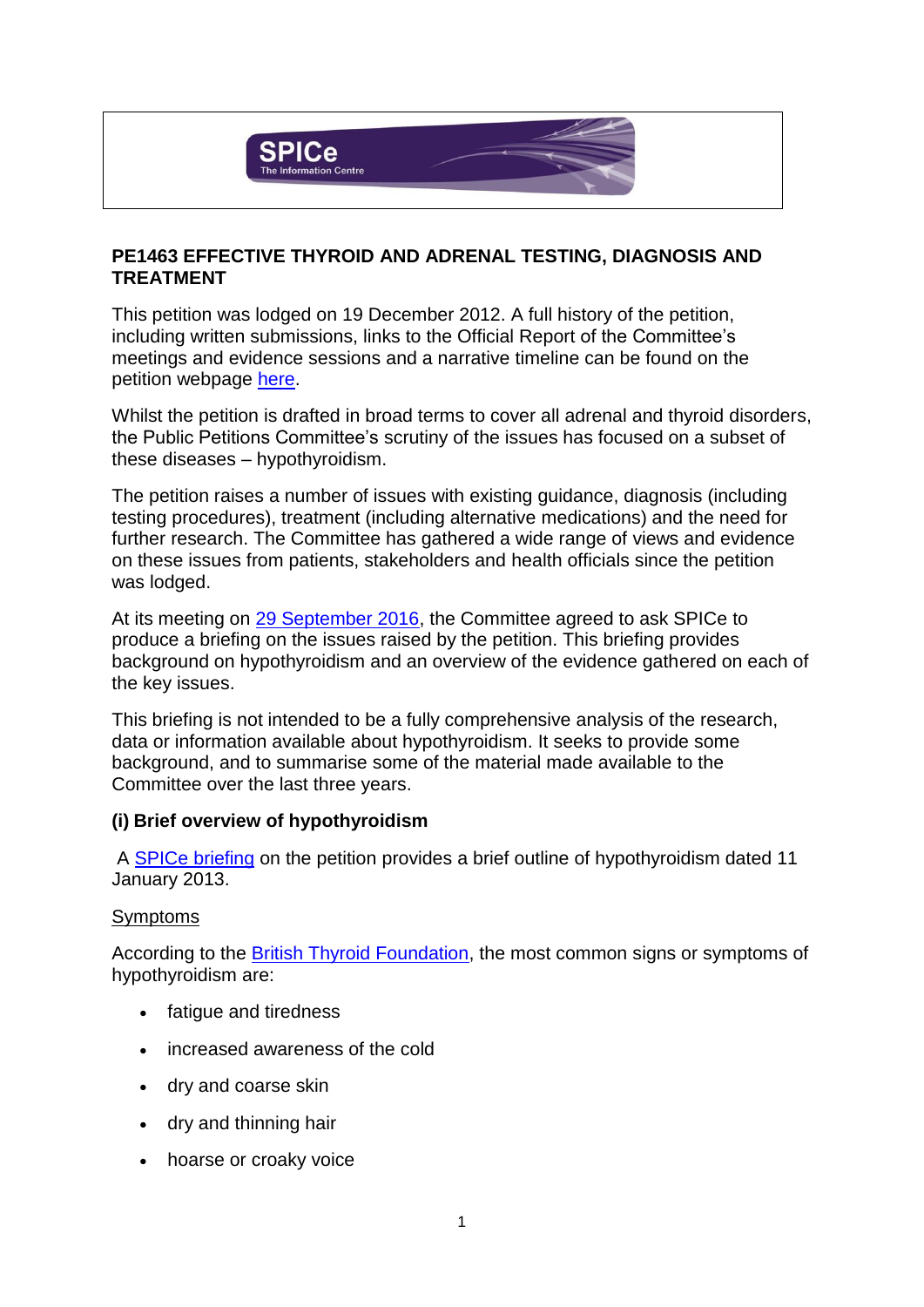# PE1463 EFFECTIVE THYROID AND ADRENAL TESTING, DIAGNOSIS AND TREATMENT

This petition was lodged on 19 December 2012. A full history of the petition, including written submissions, links to the Official Report of the Committee's meetings and evidence sessions and a narrative timeline can be found on the petition webpage here.

Whilst the petition is drafted in broad terms to cover all adrenal and thyroid disorders, the Public Petitions Committee's scrutiny of the issues has focused on a subset of these diseases – hypothyroidism.

The petition raises a number of issues with existing guidance, diagnosis (including testing procedures), treatment (including alternative medications) and the need for further research. The Committee has gathered a wide range of views and evidence on these issues from patients, stakeholders and health officials since the petition was lodged.

At its meeting on 29 September 2016, the Committee agreed to ask SPICe to produce a briefing on the issues raised by the petition. This briefing provides background on hypothyroidism and an overview of the evidence gathered on each of the key issues.

This briefing is not intended to be a fully comprehensive analysis of the research, data or information available about hypothyroidism. It seeks to provide some background, and to summarise some of the material made available to the Committee over the last three years.

## (i) Brief overview of hypothyroidism

A SPICe briefing on the petition provides a brief outline of hypothyroidism dated 11 January 2013.

### Symptoms

According to the British Thyroid Foundation, the most common signs or symptoms of hypothyroidism are:

- fatigue and tiredness
- increased awareness of the cold
- dry and coarse skin
- dry and thinning hair
- hoarse or croaky voice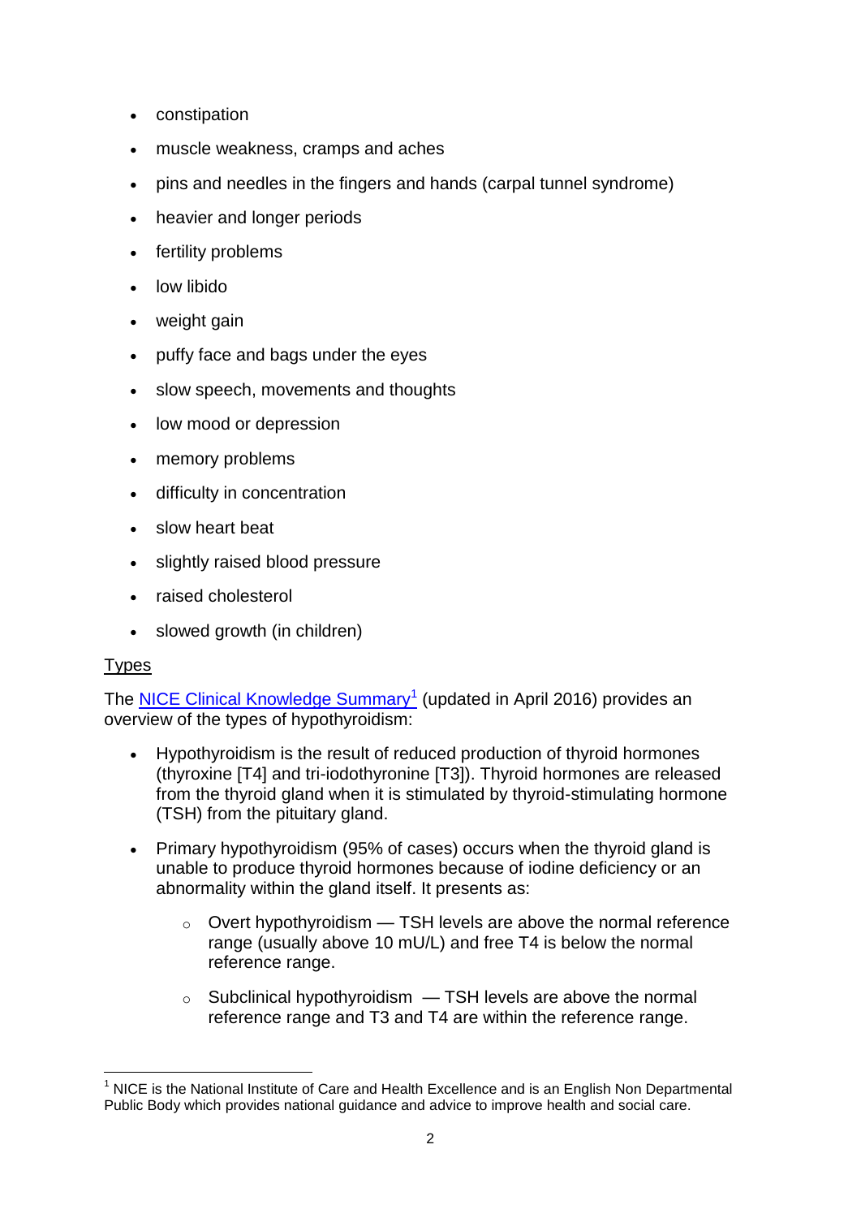- constipation
- muscle weakness, cramps and aches
- pins and needles in the fingers and hands (carpal tunnel syndrome)
- heavier and longer periods
- fertility problems
- low libido
- weight gain
- puffy face and bags under the eyes
- slow speech, movements and thoughts
- low mood or depression
- memory problems
- difficulty in concentration
- slow heart beat
- slightly raised blood pressure
- raised cholesterol
- slowed growth (in children)

## Types

The NICE Clinical Knowledge Summary[1] (updated in April 2016) provides an overview of the types of hypothyroidism:

- Hypothyroidism is the result of reduced production of thyroid hormones (thyroxine [T4] and tri-iodothyronine [T3]). Thyroid hormones are released from the thyroid gland when it is stimulated by thyroid-stimulating hormone (TSH) from the pituitary gland.
- Primary hypothyroidism (95% of cases) occurs when the thyroid gland is unable to produce thyroid hormones because of iodine deficiency or an abnormality within the gland itself. It presents as:
  - Overt hypothyroidism — TSH levels are above the normal reference range (usually above 10 mU/L) and free T4 is below the normal reference range.
  - Subclinical hypothyroidism — TSH levels are above the normal reference range and T3 and T4 are within the reference range.

[1] NICE is the National Institute of Care and Health Excellence and is an English Non Departmental Public Body which provides national guidance and advice to improve health and social care.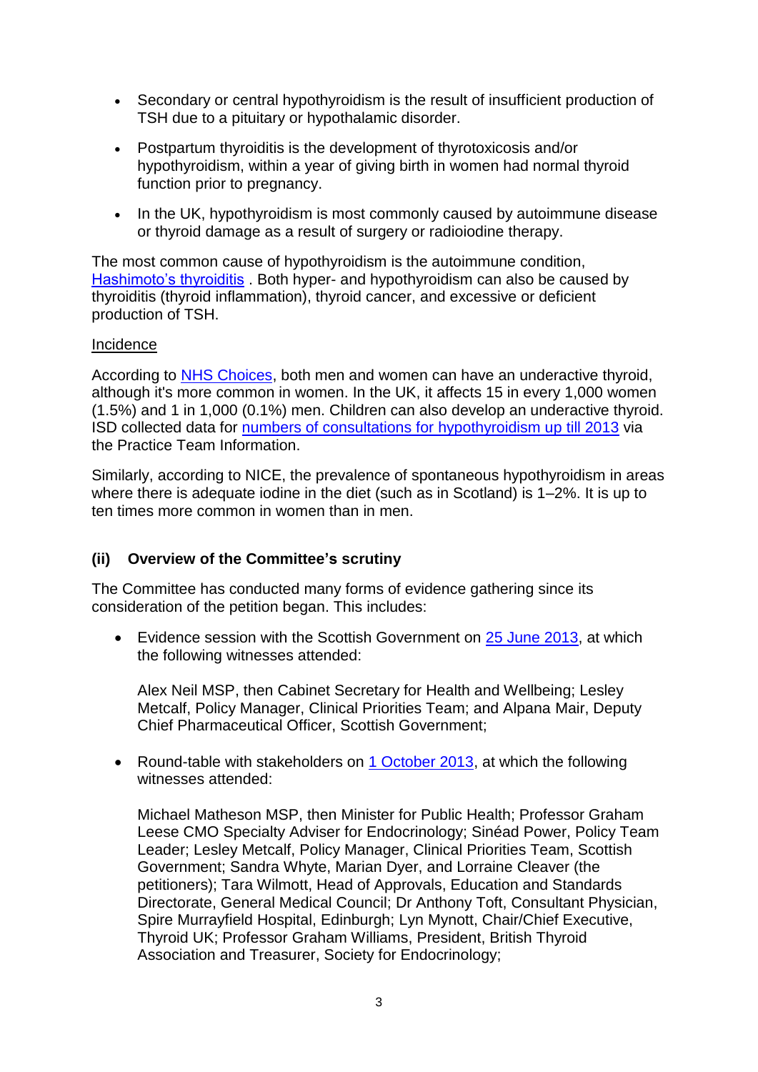- Secondary or central hypothyroidism is the result of insufficient production of TSH due to a pituitary or hypothalamic disorder.
- Postpartum thyroiditis is the development of thyrotoxicosis and/or hypothyroidism, within a year of giving birth in women had normal thyroid function prior to pregnancy.
- In the UK, hypothyroidism is most commonly caused by autoimmune disease or thyroid damage as a result of surgery or radioiodine therapy.

The most common cause of hypothyroidism is the autoimmune condition, Hashimoto's thyroiditis . Both hyper- and hypothyroidism can also be caused by thyroiditis (thyroid inflammation), thyroid cancer, and excessive or deficient production of TSH.

Incidence

According to NHS Choices, both men and women can have an underactive thyroid, although it's more common in women. In the UK, it affects 15 in every 1,000 women (1.5%) and 1 in 1,000 (0.1%) men. Children can also develop an underactive thyroid. ISD collected data for numbers of consultations for hypothyroidism up till 2013 via the Practice Team Information.

Similarly, according to NICE, the prevalence of spontaneous hypothyroidism in areas where there is adequate iodine in the diet (such as in Scotland) is 1–2%. It is up to ten times more common in women than in men.

### (ii) Overview of the Committee's scrutiny

The Committee has conducted many forms of evidence gathering since its consideration of the petition began. This includes:

- Evidence session with the Scottish Government on 25 June 2013, at which the following witnesses attended:

  Alex Neil MSP, then Cabinet Secretary for Health and Wellbeing; Lesley Metcalf, Policy Manager, Clinical Priorities Team; and Alpana Mair, Deputy Chief Pharmaceutical Officer, Scottish Government;

- Round-table with stakeholders on 1 October 2013, at which the following witnesses attended:

  Michael Matheson MSP, then Minister for Public Health; Professor Graham Leese CMO Specialty Adviser for Endocrinology; Sinéad Power, Policy Team Leader; Lesley Metcalf, Policy Manager, Clinical Priorities Team, Scottish Government; Sandra Whyte, Marian Dyer, and Lorraine Cleaver (the petitioners); Tara Wilmott, Head of Approvals, Education and Standards Directorate, General Medical Council; Dr Anthony Toft, Consultant Physician, Spire Murrayfield Hospital, Edinburgh; Lyn Mynott, Chair/Chief Executive, Thyroid UK; Professor Graham Williams, President, British Thyroid Association and Treasurer, Society for Endocrinology;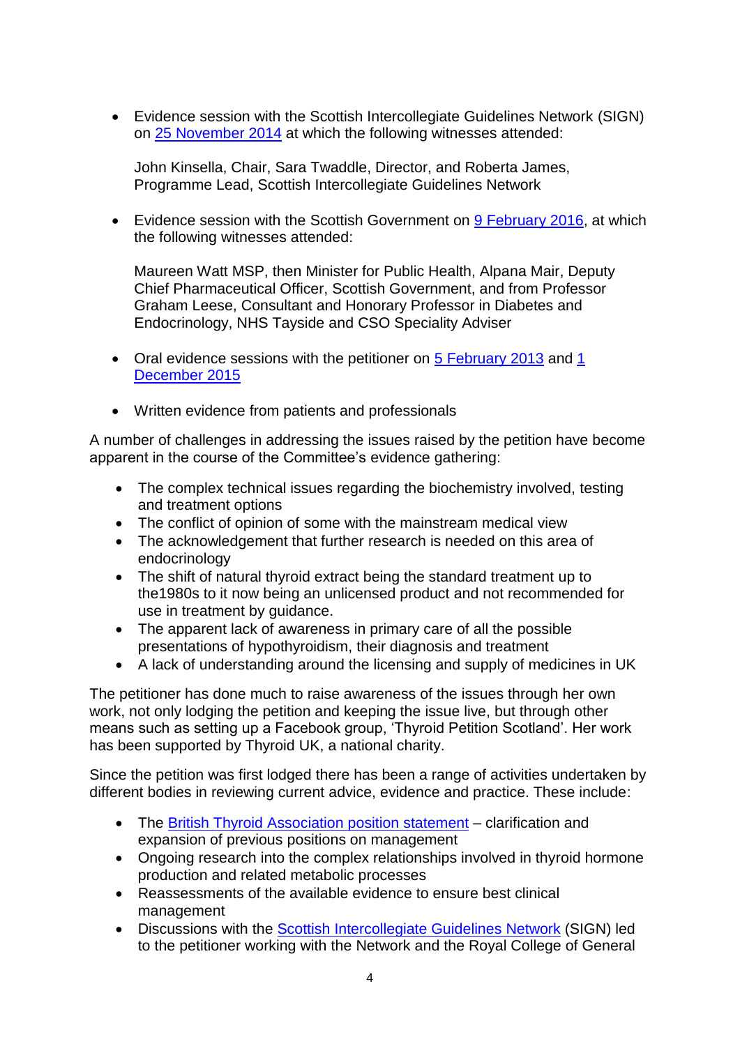- Evidence session with the Scottish Intercollegiate Guidelines Network (SIGN) on 25 November 2014 at which the following witnesses attended:

  John Kinsella, Chair, Sara Twaddle, Director, and Roberta James, Programme Lead, Scottish Intercollegiate Guidelines Network

- Evidence session with the Scottish Government on 9 February 2016, at which the following witnesses attended:

  Maureen Watt MSP, then Minister for Public Health, Alpana Mair, Deputy Chief Pharmaceutical Officer, Scottish Government, and from Professor Graham Leese, Consultant and Honorary Professor in Diabetes and Endocrinology, NHS Tayside and CSO Speciality Adviser

- Oral evidence sessions with the petitioner on 5 February 2013 and 1 December 2015

- Written evidence from patients and professionals

A number of challenges in addressing the issues raised by the petition have become apparent in the course of the Committee's evidence gathering:

- The complex technical issues regarding the biochemistry involved, testing and treatment options
- The conflict of opinion of some with the mainstream medical view
- The acknowledgement that further research is needed on this area of endocrinology
- The shift of natural thyroid extract being the standard treatment up to the1980s to it now being an unlicensed product and not recommended for use in treatment by guidance.
- The apparent lack of awareness in primary care of all the possible presentations of hypothyroidism, their diagnosis and treatment
- A lack of understanding around the licensing and supply of medicines in UK

The petitioner has done much to raise awareness of the issues through her own work, not only lodging the petition and keeping the issue live, but through other means such as setting up a Facebook group, 'Thyroid Petition Scotland'. Her work has been supported by Thyroid UK, a national charity.

Since the petition was first lodged there has been a range of activities undertaken by different bodies in reviewing current advice, evidence and practice. These include:

- The British Thyroid Association position statement – clarification and expansion of previous positions on management
- Ongoing research into the complex relationships involved in thyroid hormone production and related metabolic processes
- Reassessments of the available evidence to ensure best clinical management
- Discussions with the Scottish Intercollegiate Guidelines Network (SIGN) led to the petitioner working with the Network and the Royal College of General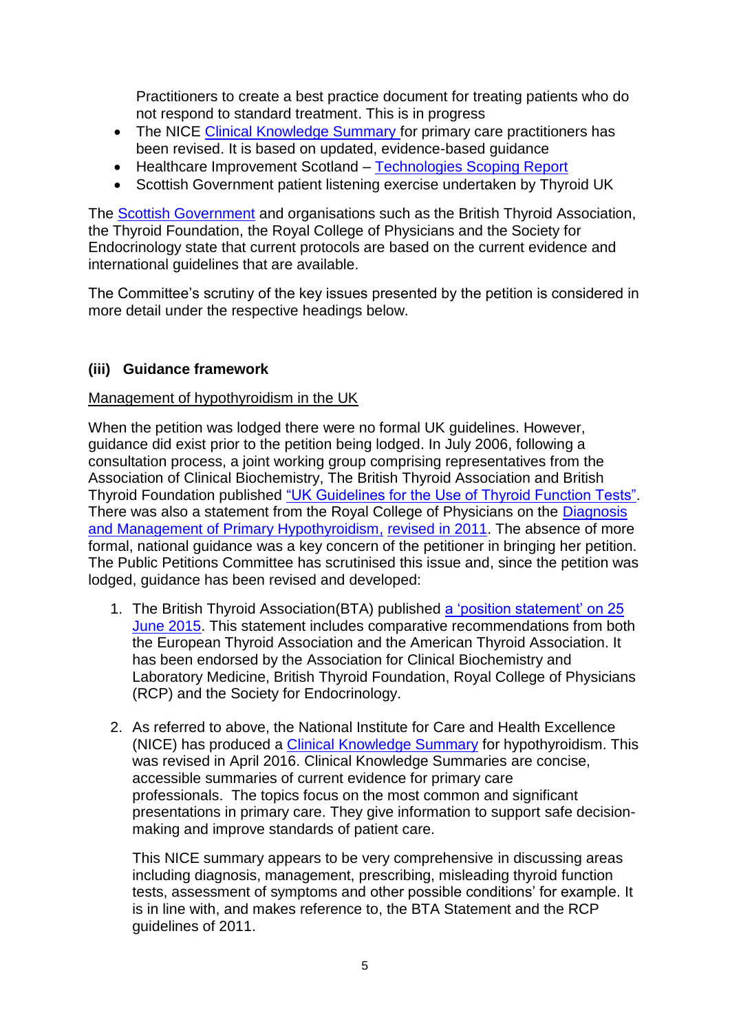Practitioners to create a best practice document for treating patients who do not respond to standard treatment. This is in progress

- The NICE Clinical Knowledge Summary for primary care practitioners has been revised. It is based on updated, evidence-based guidance
- Healthcare Improvement Scotland – Technologies Scoping Report
- Scottish Government patient listening exercise undertaken by Thyroid UK

The Scottish Government and organisations such as the British Thyroid Association, the Thyroid Foundation, the Royal College of Physicians and the Society for Endocrinology state that current protocols are based on the current evidence and international guidelines that are available.

The Committee's scrutiny of the key issues presented by the petition is considered in more detail under the respective headings below.

### (iii) Guidance framework

Management of hypothyroidism in the UK

When the petition was lodged there were no formal UK guidelines. However, guidance did exist prior to the petition being lodged. In July 2006, following a consultation process, a joint working group comprising representatives from the Association of Clinical Biochemistry, The British Thyroid Association and British Thyroid Foundation published "UK Guidelines for the Use of Thyroid Function Tests". There was also a statement from the Royal College of Physicians on the Diagnosis and Management of Primary Hypothyroidism, revised in 2011. The absence of more formal, national guidance was a key concern of the petitioner in bringing her petition. The Public Petitions Committee has scrutinised this issue and, since the petition was lodged, guidance has been revised and developed:

1. The British Thyroid Association(BTA) published a 'position statement' on 25 June 2015. This statement includes comparative recommendations from both the European Thyroid Association and the American Thyroid Association. It has been endorsed by the Association for Clinical Biochemistry and Laboratory Medicine, British Thyroid Foundation, Royal College of Physicians (RCP) and the Society for Endocrinology.

2. As referred to above, the National Institute for Care and Health Excellence (NICE) has produced a Clinical Knowledge Summary for hypothyroidism. This was revised in April 2016. Clinical Knowledge Summaries are concise, accessible summaries of current evidence for primary care professionals. The topics focus on the most common and significant presentations in primary care. They give information to support safe decision-making and improve standards of patient care.

   This NICE summary appears to be very comprehensive in discussing areas including diagnosis, management, prescribing, misleading thyroid function tests, assessment of symptoms and other possible conditions' for example. It is in line with, and makes reference to, the BTA Statement and the RCP guidelines of 2011.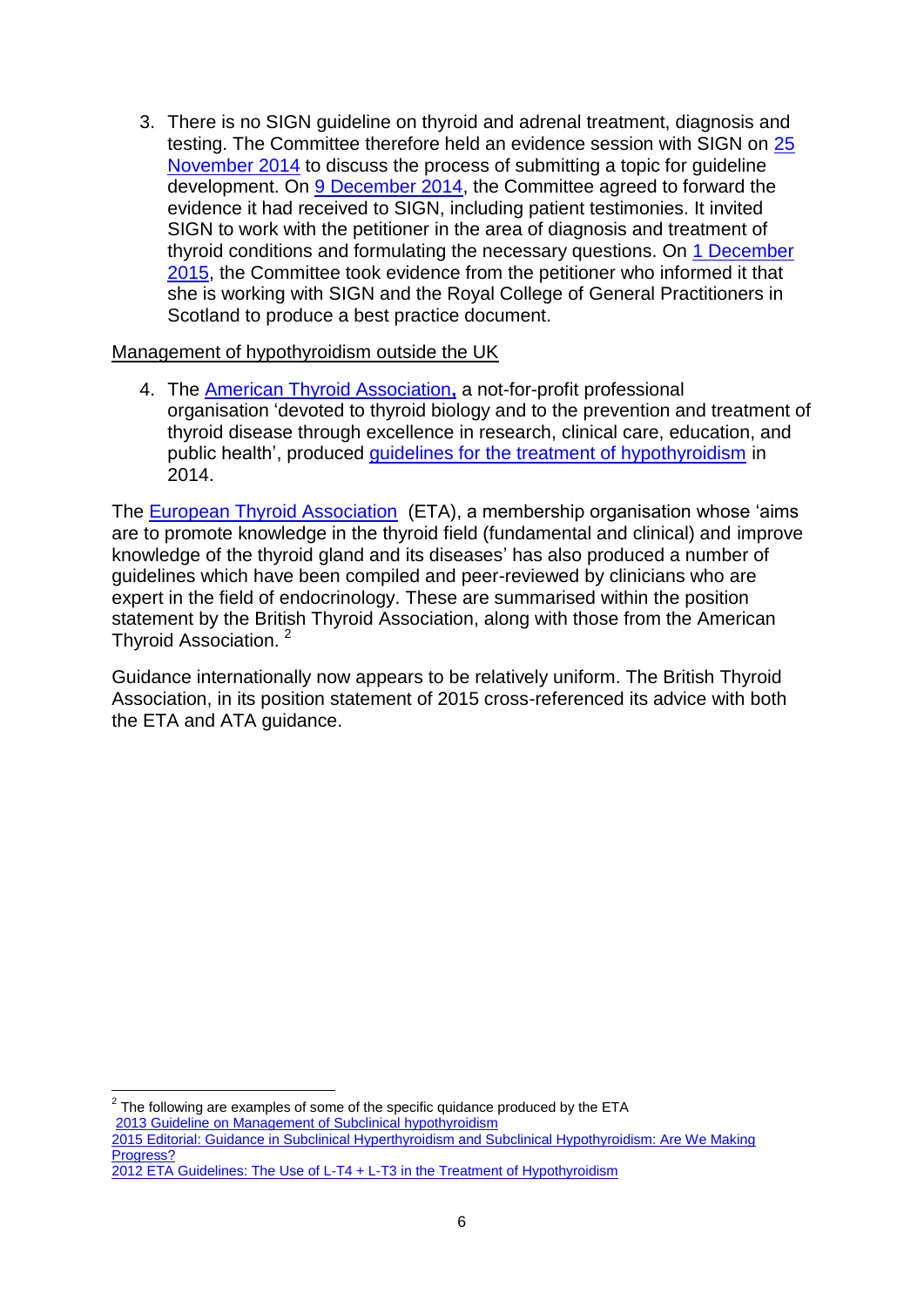3. There is no SIGN guideline on thyroid and adrenal treatment, diagnosis and testing. The Committee therefore held an evidence session with SIGN on 25 November 2014 to discuss the process of submitting a topic for guideline development. On 9 December 2014, the Committee agreed to forward the evidence it had received to SIGN, including patient testimonies. It invited SIGN to work with the petitioner in the area of diagnosis and treatment of thyroid conditions and formulating the necessary questions. On 1 December 2015, the Committee took evidence from the petitioner who informed it that she is working with SIGN and the Royal College of General Practitioners in Scotland to produce a best practice document.

Management of hypothyroidism outside the UK

4. The American Thyroid Association, a not-for-profit professional organisation 'devoted to thyroid biology and to the prevention and treatment of thyroid disease through excellence in research, clinical care, education, and public health', produced guidelines for the treatment of hypothyroidism in 2014.

The European Thyroid Association (ETA), a membership organisation whose 'aims are to promote knowledge in the thyroid field (fundamental and clinical) and improve knowledge of the thyroid gland and its diseases' has also produced a number of guidelines which have been compiled and peer-reviewed by clinicians who are expert in the field of endocrinology. These are summarised within the position statement by the British Thyroid Association, along with those from the American Thyroid Association. [2]

Guidance internationally now appears to be relatively uniform. The British Thyroid Association, in its position statement of 2015 cross-referenced its advice with both the ETA and ATA guidance.

---

[2] The following are examples of some of the specific guidance produced by the ETA
2013 Guideline on Management of Subclinical hypothyroidism
2015 Editorial: Guidance in Subclinical Hyperthyroidism and Subclinical Hypothyroidism: Are We Making Progress?
2012 ETA Guidelines: The Use of L-T4 + L-T3 in the Treatment of Hypothyroidism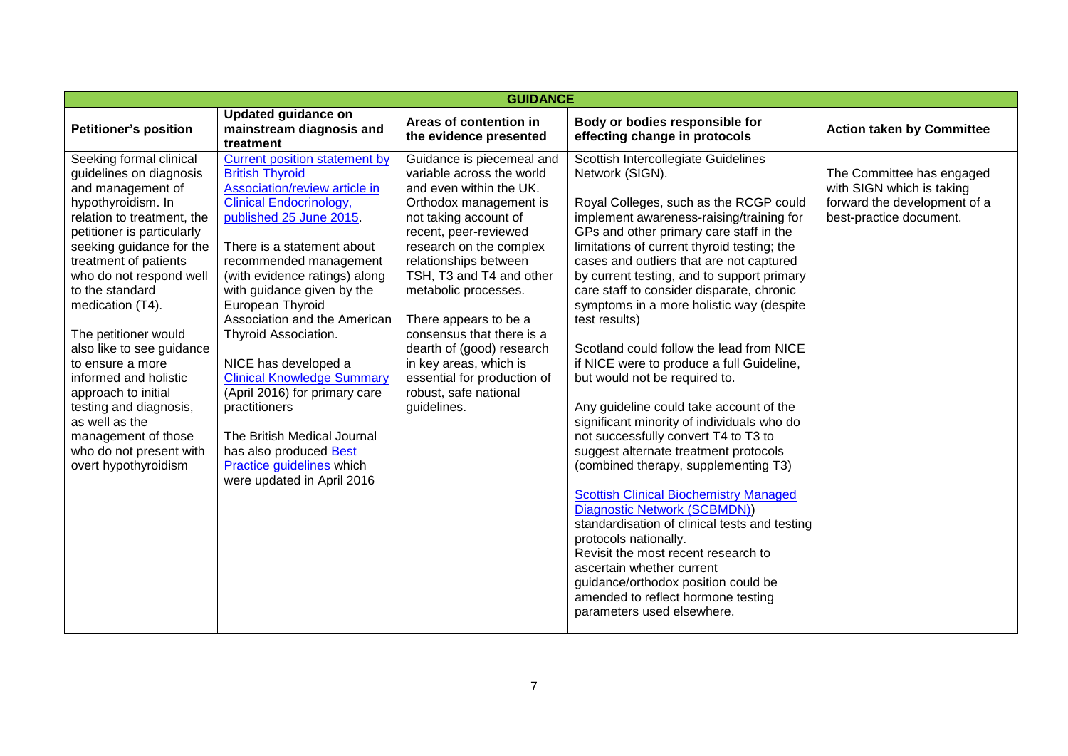| GUIDANCE | | | | |
|---|---|---|---|---|
| **Petitioner's position** | **Updated guidance on mainstream diagnosis and treatment** | **Areas of contention in the evidence presented** | **Body or bodies responsible for effecting change in protocols** | **Action taken by Committee** |
| Seeking formal clinical guidelines on diagnosis and management of hypothyroidism. In relation to treatment, the petitioner is particularly seeking guidance for the treatment of patients who do not respond well to the standard medication (T4).<br><br>The petitioner would also like to see guidance to ensure a more informed and holistic approach to initial testing and diagnosis, as well as the management of those who do not present with overt hypothyroidism | Current position statement by British Thyroid Association/review article in Clinical Endocrinology, published 25 June 2015.<br><br>There is a statement about recommended management (with evidence ratings) along with guidance given by the European Thyroid Association and the American Thyroid Association.<br><br>NICE has developed a Clinical Knowledge Summary (April 2016) for primary care practitioners<br><br>The British Medical Journal has also produced Best Practice guidelines which were updated in April 2016 | Guidance is piecemeal and variable across the world and even within the UK. Orthodox management is not taking account of recent, peer-reviewed research on the complex relationships between TSH, T3 and T4 and other metabolic processes.<br><br>There appears to be a consensus that there is a dearth of (good) research in key areas, which is essential for production of robust, safe national guidelines. | Scottish Intercollegiate Guidelines Network (SIGN).<br><br>Royal Colleges, such as the RCGP could implement awareness-raising/training for GPs and other primary care staff in the limitations of current thyroid testing; the cases and outliers that are not captured by current testing, and to support primary care staff to consider disparate, chronic symptoms in a more holistic way (despite test results)<br><br>Scotland could follow the lead from NICE if NICE were to produce a full Guideline, but would not be required to.<br><br>Any guideline could take account of the significant minority of individuals who do not successfully convert T4 to T3 to suggest alternate treatment protocols (combined therapy, supplementing T3)<br><br>Scottish Clinical Biochemistry Managed Diagnostic Network (SCBMDN)) standardisation of clinical tests and testing protocols nationally.<br>Revisit the most recent research to ascertain whether current guidance/orthodox position could be amended to reflect hormone testing parameters used elsewhere. | The Committee has engaged with SIGN which is taking forward the development of a best-practice document. |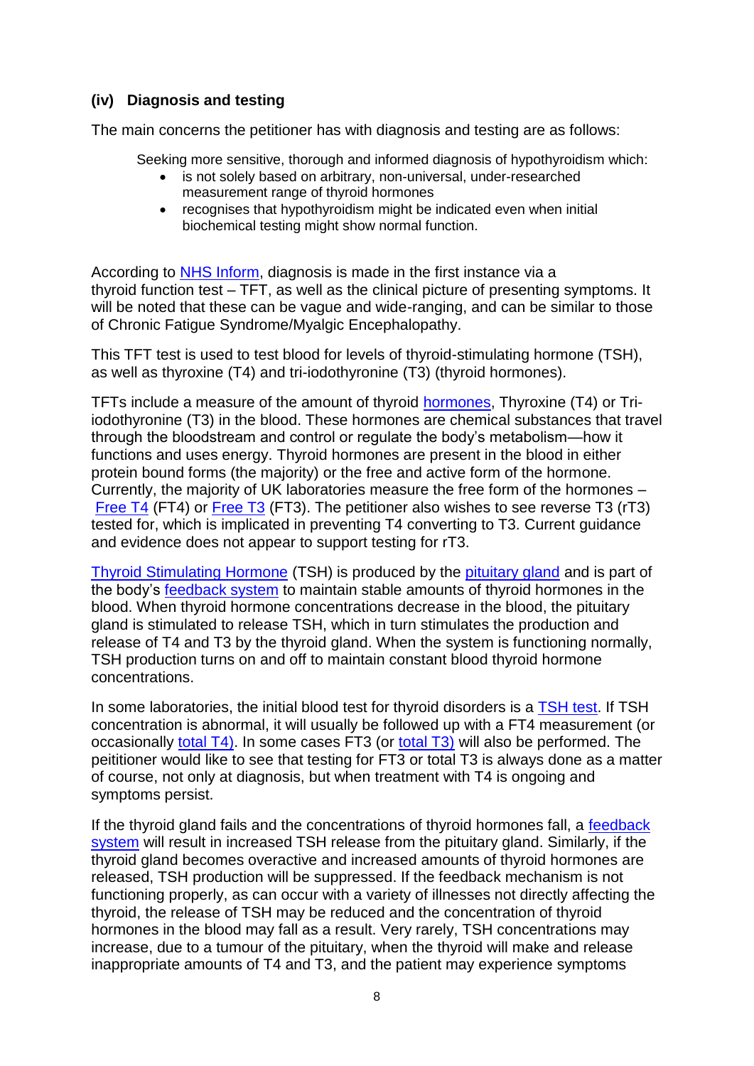### (iv) Diagnosis and testing

The main concerns the petitioner has with diagnosis and testing are as follows:

Seeking more sensitive, thorough and informed diagnosis of hypothyroidism which:

- is not solely based on arbitrary, non-universal, under-researched measurement range of thyroid hormones
- recognises that hypothyroidism might be indicated even when initial biochemical testing might show normal function.

According to NHS Inform, diagnosis is made in the first instance via a thyroid function test – TFT, as well as the clinical picture of presenting symptoms. It will be noted that these can be vague and wide-ranging, and can be similar to those of Chronic Fatigue Syndrome/Myalgic Encephalopathy.

This TFT test is used to test blood for levels of thyroid-stimulating hormone (TSH), as well as thyroxine (T4) and tri-iodothyronine (T3) (thyroid hormones).

TFTs include a measure of the amount of thyroid hormones, Thyroxine (T4) or Tri-iodothyronine (T3) in the blood. These hormones are chemical substances that travel through the bloodstream and control or regulate the body's metabolism—how it functions and uses energy. Thyroid hormones are present in the blood in either protein bound forms (the majority) or the free and active form of the hormone. Currently, the majority of UK laboratories measure the free form of the hormones – Free T4 (FT4) or Free T3 (FT3). The petitioner also wishes to see reverse T3 (rT3) tested for, which is implicated in preventing T4 converting to T3. Current guidance and evidence does not appear to support testing for rT3.

Thyroid Stimulating Hormone (TSH) is produced by the pituitary gland and is part of the body's feedback system to maintain stable amounts of thyroid hormones in the blood. When thyroid hormone concentrations decrease in the blood, the pituitary gland is stimulated to release TSH, which in turn stimulates the production and release of T4 and T3 by the thyroid gland. When the system is functioning normally, TSH production turns on and off to maintain constant blood thyroid hormone concentrations.

In some laboratories, the initial blood test for thyroid disorders is a TSH test. If TSH concentration is abnormal, it will usually be followed up with a FT4 measurement (or occasionally total T4). In some cases FT3 (or total T3) will also be performed. The peititioner would like to see that testing for FT3 or total T3 is always done as a matter of course, not only at diagnosis, but when treatment with T4 is ongoing and symptoms persist.

If the thyroid gland fails and the concentrations of thyroid hormones fall, a feedback system will result in increased TSH release from the pituitary gland. Similarly, if the thyroid gland becomes overactive and increased amounts of thyroid hormones are released, TSH production will be suppressed. If the feedback mechanism is not functioning properly, as can occur with a variety of illnesses not directly affecting the thyroid, the release of TSH may be reduced and the concentration of thyroid hormones in the blood may fall as a result. Very rarely, TSH concentrations may increase, due to a tumour of the pituitary, when the thyroid will make and release inappropriate amounts of T4 and T3, and the patient may experience symptoms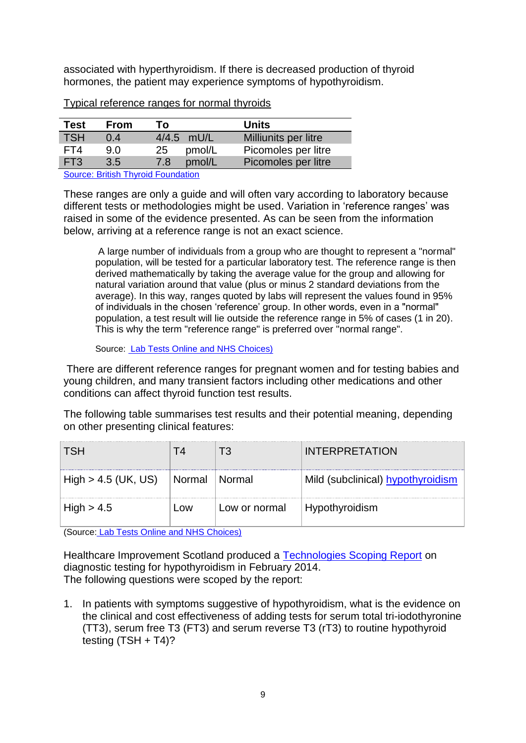associated with hyperthyroidism. If there is decreased production of thyroid hormones, the patient may experience symptoms of hypothyroidism.

Typical reference ranges for normal thyroids

| Test | From | To | | Units |
|---|---|---|---|---|
| TSH | 0.4 | 4/4.5 | mU/L | Milliunits per litre |
| FT4 | 9.0 | 25 | pmol/L | Picomoles per litre |
| FT3 | 3.5 | 7.8 | pmol/L | Picomoles per litre |

Source: British Thyroid Foundation

These ranges are only a guide and will often vary according to laboratory because different tests or methodologies might be used. Variation in 'reference ranges' was raised in some of the evidence presented. As can be seen from the information below, arriving at a reference range is not an exact science.

> A large number of individuals from a group who are thought to represent a "normal" population, will be tested for a particular laboratory test. The reference range is then derived mathematically by taking the average value for the group and allowing for natural variation around that value (plus or minus 2 standard deviations from the average). In this way, ranges quoted by labs will represent the values found in 95% of individuals in the chosen 'reference' group. In other words, even in a "normal" population, a test result will lie outside the reference range in 5% of cases (1 in 20). This is why the term "reference range" is preferred over "normal range".
>
> Source: Lab Tests Online and NHS Choices)

There are different reference ranges for pregnant women and for testing babies and young children, and many transient factors including other medications and other conditions can affect thyroid function test results.

The following table summarises test results and their potential meaning, depending on other presenting clinical features:

| TSH | T4 | T3 | INTERPRETATION |
|---|---|---|---|
| High > 4.5 (UK, US) | Normal | Normal | Mild (subclinical) hypothyroidism |
| High > 4.5 | Low | Low or normal | Hypothyroidism |

(Source: Lab Tests Online and NHS Choices)

Healthcare Improvement Scotland produced a Technologies Scoping Report on diagnostic testing for hypothyroidism in February 2014.
The following questions were scoped by the report:

1. In patients with symptoms suggestive of hypothyroidism, what is the evidence on the clinical and cost effectiveness of adding tests for serum total tri-iodothyronine (TT3), serum free T3 (FT3) and serum reverse T3 (rT3) to routine hypothyroid testing (TSH + T4)?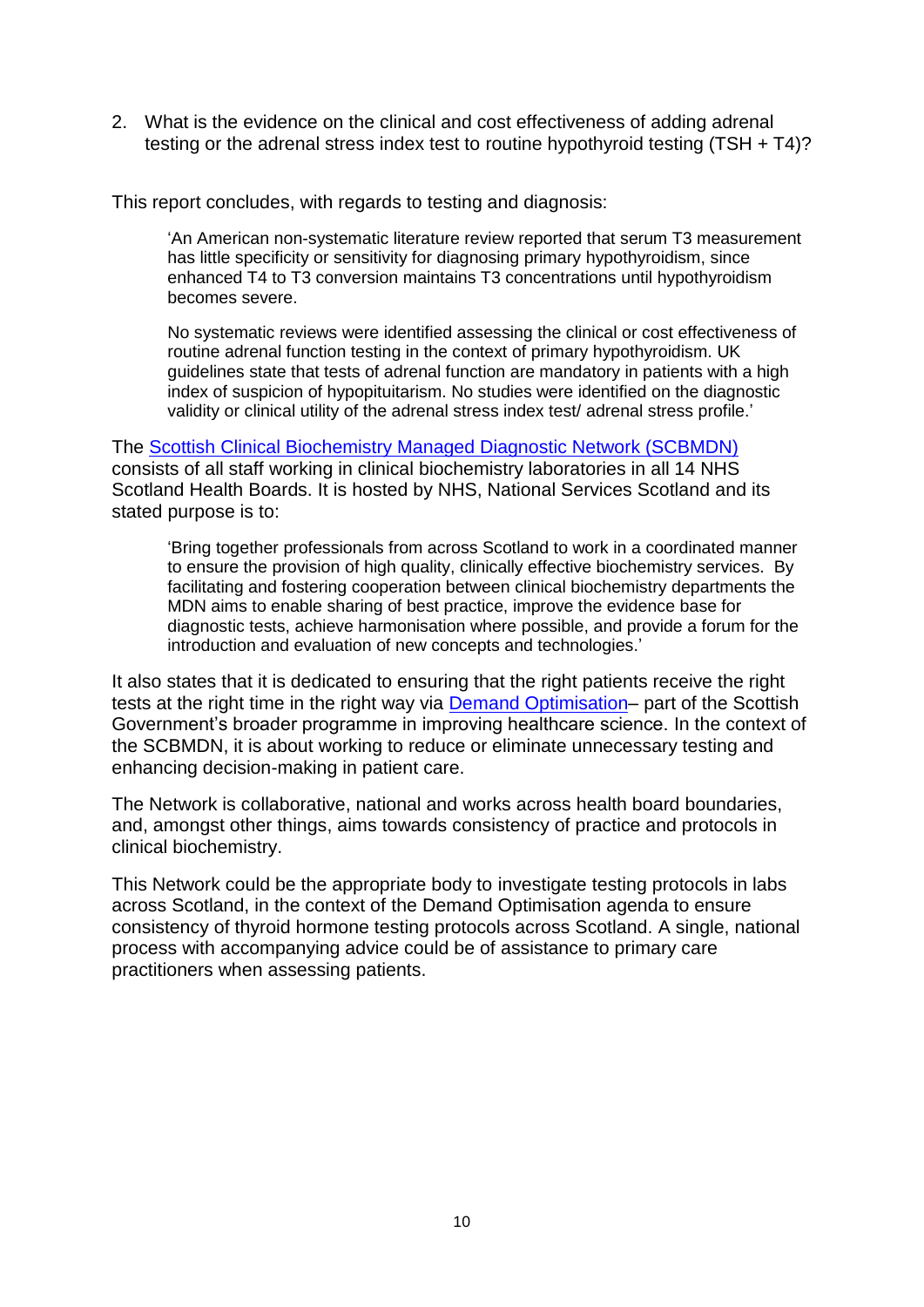2. What is the evidence on the clinical and cost effectiveness of adding adrenal testing or the adrenal stress index test to routine hypothyroid testing (TSH + T4)?

This report concludes, with regards to testing and diagnosis:

> 'An American non-systematic literature review reported that serum T3 measurement has little specificity or sensitivity for diagnosing primary hypothyroidism, since enhanced T4 to T3 conversion maintains T3 concentrations until hypothyroidism becomes severe.
>
> No systematic reviews were identified assessing the clinical or cost effectiveness of routine adrenal function testing in the context of primary hypothyroidism. UK guidelines state that tests of adrenal function are mandatory in patients with a high index of suspicion of hypopituitarism. No studies were identified on the diagnostic validity or clinical utility of the adrenal stress index test/ adrenal stress profile.'

The Scottish Clinical Biochemistry Managed Diagnostic Network (SCBMDN) consists of all staff working in clinical biochemistry laboratories in all 14 NHS Scotland Health Boards. It is hosted by NHS, National Services Scotland and its stated purpose is to:

> 'Bring together professionals from across Scotland to work in a coordinated manner to ensure the provision of high quality, clinically effective biochemistry services. By facilitating and fostering cooperation between clinical biochemistry departments the MDN aims to enable sharing of best practice, improve the evidence base for diagnostic tests, achieve harmonisation where possible, and provide a forum for the introduction and evaluation of new concepts and technologies.'

It also states that it is dedicated to ensuring that the right patients receive the right tests at the right time in the right way via Demand Optimisation– part of the Scottish Government's broader programme in improving healthcare science. In the context of the SCBMDN, it is about working to reduce or eliminate unnecessary testing and enhancing decision-making in patient care.

The Network is collaborative, national and works across health board boundaries, and, amongst other things, aims towards consistency of practice and protocols in clinical biochemistry.

This Network could be the appropriate body to investigate testing protocols in labs across Scotland, in the context of the Demand Optimisation agenda to ensure consistency of thyroid hormone testing protocols across Scotland. A single, national process with accompanying advice could be of assistance to primary care practitioners when assessing patients.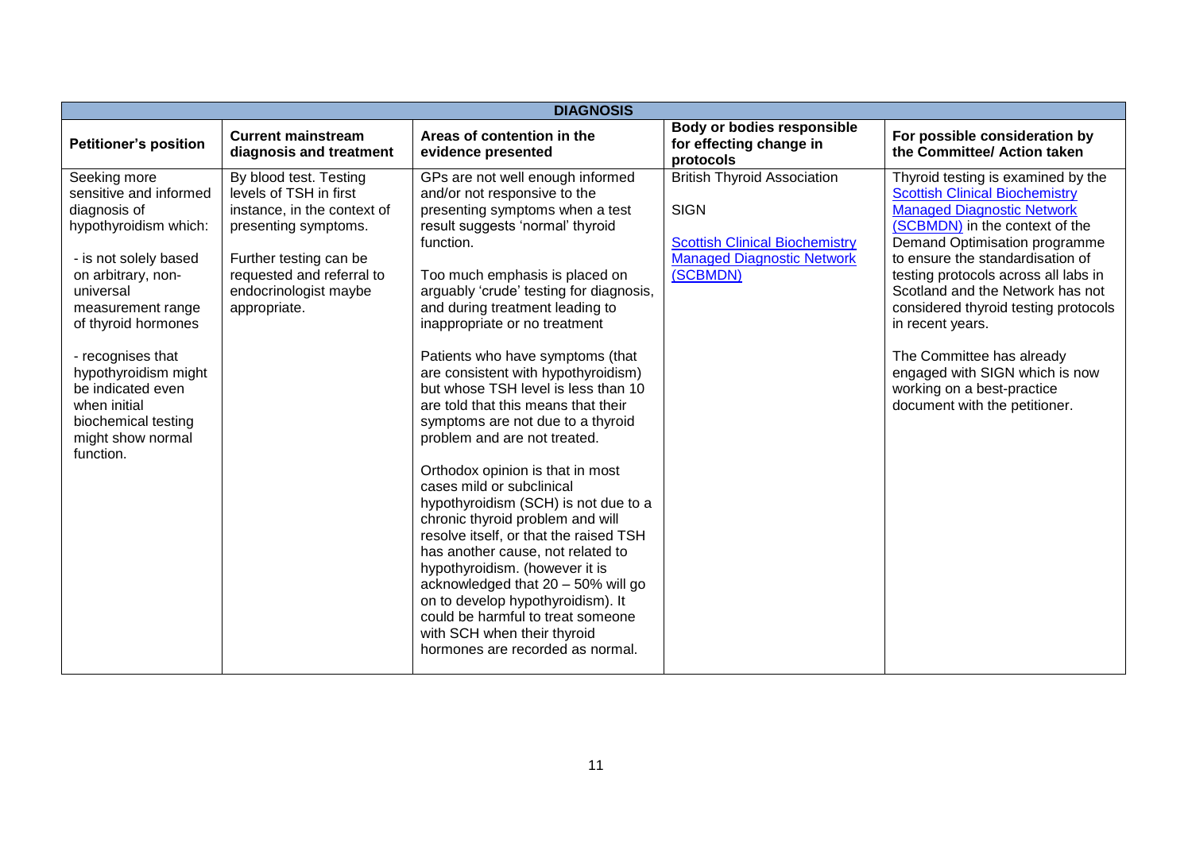| DIAGNOSIS | | | | |
|---|---|---|---|---|
| **Petitioner's position** | **Current mainstream diagnosis and treatment** | **Areas of contention in the evidence presented** | **Body or bodies responsible for effecting change in protocols** | **For possible consideration by the Committee/ Action taken** |
| Seeking more sensitive and informed diagnosis of hypothyroidism which:<br><br>- is not solely based on arbitrary, non-universal measurement range of thyroid hormones<br><br>- recognises that hypothyroidism might be indicated even when initial biochemical testing might show normal function. | By blood test. Testing levels of TSH in first instance, in the context of presenting symptoms.<br><br>Further testing can be requested and referral to endocrinologist maybe appropriate. | GPs are not well enough informed and/or not responsive to the presenting symptoms when a test result suggests 'normal' thyroid function.<br><br>Too much emphasis is placed on arguably 'crude' testing for diagnosis, and during treatment leading to inappropriate or no treatment<br><br>Patients who have symptoms (that are consistent with hypothyroidism) but whose TSH level is less than 10 are told that this means that their symptoms are not due to a thyroid problem and are not treated.<br><br>Orthodox opinion is that in most cases mild or subclinical hypothyroidism (SCH) is not due to a chronic thyroid problem and will resolve itself, or that the raised TSH has another cause, not related to hypothyroidism. (however it is acknowledged that 20 – 50% will go on to develop hypothyroidism). It could be harmful to treat someone with SCH when their thyroid hormones are recorded as normal. | British Thyroid Association<br><br>SIGN<br><br>Scottish Clinical Biochemistry Managed Diagnostic Network (SCBMDN) | Thyroid testing is examined by the Scottish Clinical Biochemistry Managed Diagnostic Network (SCBMDN) in the context of the Demand Optimisation programme to ensure the standardisation of testing protocols across all labs in Scotland and the Network has not considered thyroid testing protocols in recent years.<br><br>The Committee has already engaged with SIGN which is now working on a best-practice document with the petitioner. |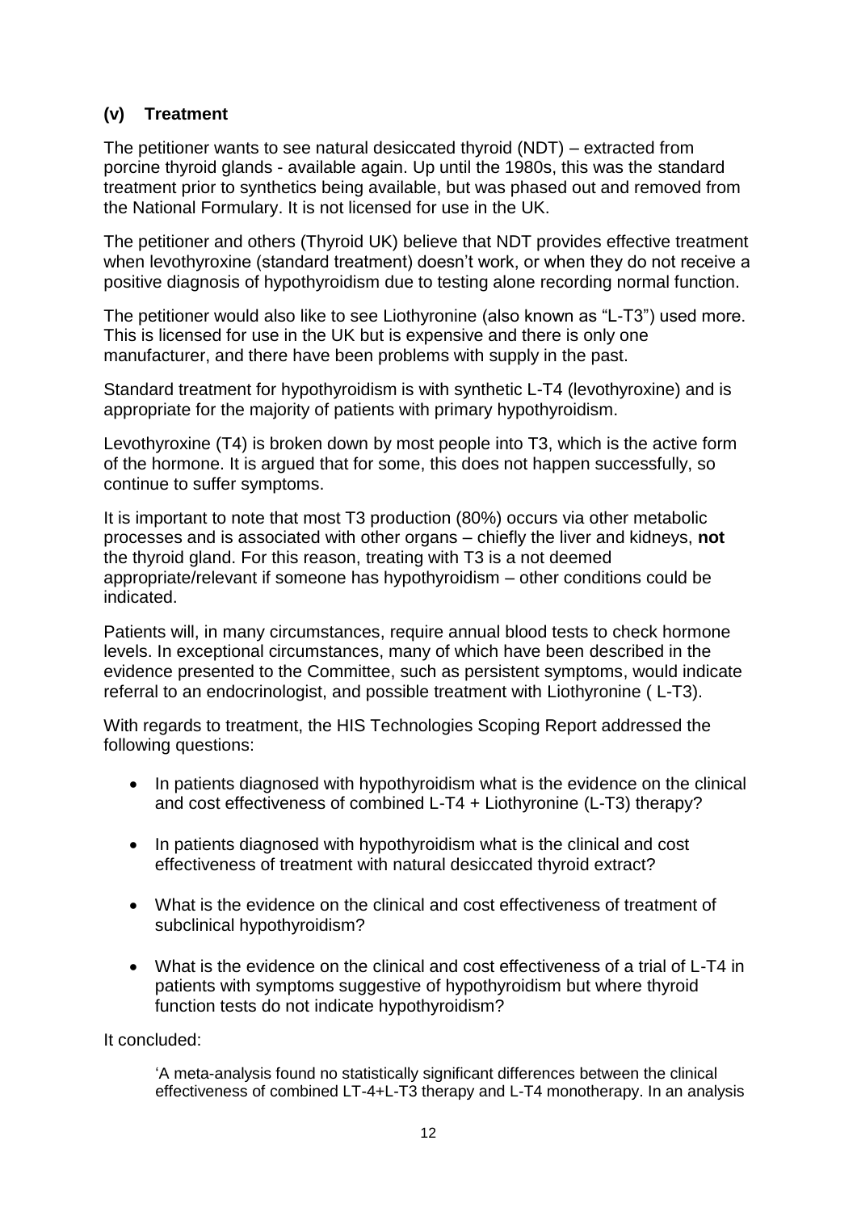### (v) Treatment

The petitioner wants to see natural desiccated thyroid (NDT) – extracted from porcine thyroid glands - available again. Up until the 1980s, this was the standard treatment prior to synthetics being available, but was phased out and removed from the National Formulary. It is not licensed for use in the UK.

The petitioner and others (Thyroid UK) believe that NDT provides effective treatment when levothyroxine (standard treatment) doesn't work, or when they do not receive a positive diagnosis of hypothyroidism due to testing alone recording normal function.

The petitioner would also like to see Liothyronine (also known as "L-T3") used more. This is licensed for use in the UK but is expensive and there is only one manufacturer, and there have been problems with supply in the past.

Standard treatment for hypothyroidism is with synthetic L-T4 (levothyroxine) and is appropriate for the majority of patients with primary hypothyroidism.

Levothyroxine (T4) is broken down by most people into T3, which is the active form of the hormone. It is argued that for some, this does not happen successfully, so continue to suffer symptoms.

It is important to note that most T3 production (80%) occurs via other metabolic processes and is associated with other organs – chiefly the liver and kidneys, **not** the thyroid gland. For this reason, treating with T3 is a not deemed appropriate/relevant if someone has hypothyroidism – other conditions could be indicated.

Patients will, in many circumstances, require annual blood tests to check hormone levels. In exceptional circumstances, many of which have been described in the evidence presented to the Committee, such as persistent symptoms, would indicate referral to an endocrinologist, and possible treatment with Liothyronine ( L-T3).

With regards to treatment, the HIS Technologies Scoping Report addressed the following questions:

- In patients diagnosed with hypothyroidism what is the evidence on the clinical and cost effectiveness of combined L-T4 + Liothyronine (L-T3) therapy?
- In patients diagnosed with hypothyroidism what is the clinical and cost effectiveness of treatment with natural desiccated thyroid extract?
- What is the evidence on the clinical and cost effectiveness of treatment of subclinical hypothyroidism?
- What is the evidence on the clinical and cost effectiveness of a trial of L-T4 in patients with symptoms suggestive of hypothyroidism but where thyroid function tests do not indicate hypothyroidism?

It concluded:

> 'A meta-analysis found no statistically significant differences between the clinical effectiveness of combined LT-4+L-T3 therapy and L-T4 monotherapy. In an analysis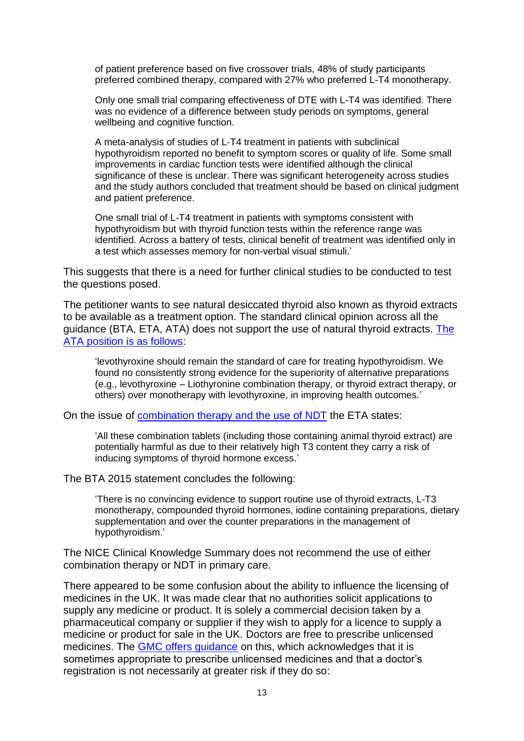> of patient preference based on five crossover trials, 48% of study participants preferred combined therapy, compared with 27% who preferred L-T4 monotherapy.
>
> Only one small trial comparing effectiveness of DTE with L-T4 was identified. There was no evidence of a difference between study periods on symptoms, general wellbeing and cognitive function.
>
> A meta-analysis of studies of L-T4 treatment in patients with subclinical hypothyroidism reported no benefit to symptom scores or quality of life. Some small improvements in cardiac function tests were identified although the clinical significance of these is unclear. There was significant heterogeneity across studies and the study authors concluded that treatment should be based on clinical judgment and patient preference.
>
> One small trial of L-T4 treatment in patients with symptoms consistent with hypothyroidism but with thyroid function tests within the reference range was identified. Across a battery of tests, clinical benefit of treatment was identified only in a test which assesses memory for non-verbal visual stimuli.'

This suggests that there is a need for further clinical studies to be conducted to test the questions posed.

The petitioner wants to see natural desiccated thyroid also known as thyroid extracts to be available as a treatment option. The standard clinical opinion across all the guidance (BTA, ETA, ATA) does not support the use of natural thyroid extracts. The ATA position is as follows:

> 'levothyroxine should remain the standard of care for treating hypothyroidism. We found no consistently strong evidence for the superiority of alternative preparations (e.g., levothyroxine – Liothyronine combination therapy, or thyroid extract therapy, or others) over monotherapy with levothyroxine, in improving health outcomes.'

On the issue of combination therapy and the use of NDT the ETA states:

> 'All these combination tablets (including those containing animal thyroid extract) are potentially harmful as due to their relatively high T3 content they carry a risk of inducing symptoms of thyroid hormone excess.'

The BTA 2015 statement concludes the following:

> 'There is no convincing evidence to support routine use of thyroid extracts, L-T3 monotherapy, compounded thyroid hormones, iodine containing preparations, dietary supplementation and over the counter preparations in the management of hypothyroidism.'

The NICE Clinical Knowledge Summary does not recommend the use of either combination therapy or NDT in primary care.

There appeared to be some confusion about the ability to influence the licensing of medicines in the UK. It was made clear that no authorities solicit applications to supply any medicine or product. It is solely a commercial decision taken by a pharmaceutical company or supplier if they wish to apply for a licence to supply a medicine or product for sale in the UK. Doctors are free to prescribe unlicensed medicines. The GMC offers guidance on this, which acknowledges that it is sometimes appropriate to prescribe unlicensed medicines and that a doctor's registration is not necessarily at greater risk if they do so: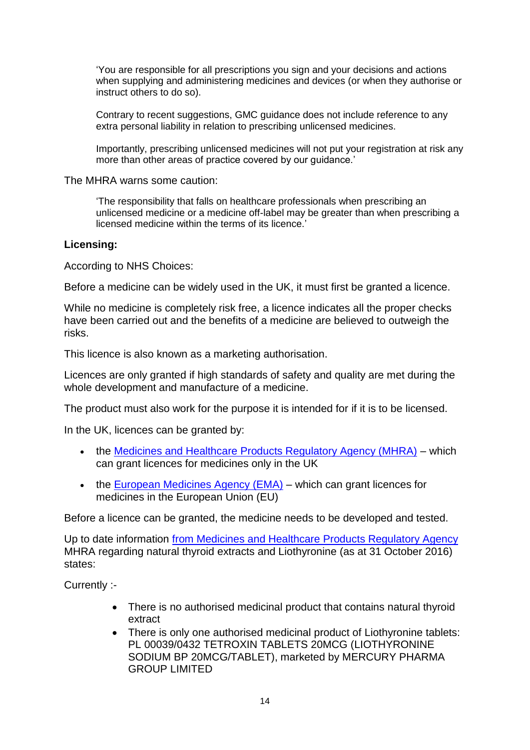> 'You are responsible for all prescriptions you sign and your decisions and actions when supplying and administering medicines and devices (or when they authorise or instruct others to do so).
>
> Contrary to recent suggestions, GMC guidance does not include reference to any extra personal liability in relation to prescribing unlicensed medicines.
>
> Importantly, prescribing unlicensed medicines will not put your registration at risk any more than other areas of practice covered by our guidance.'

The MHRA warns some caution:

> 'The responsibility that falls on healthcare professionals when prescribing an unlicensed medicine or a medicine off-label may be greater than when prescribing a licensed medicine within the terms of its licence.'

**Licensing:**

According to NHS Choices:

Before a medicine can be widely used in the UK, it must first be granted a licence.

While no medicine is completely risk free, a licence indicates all the proper checks have been carried out and the benefits of a medicine are believed to outweigh the risks.

This licence is also known as a marketing authorisation.

Licences are only granted if high standards of safety and quality are met during the whole development and manufacture of a medicine.

The product must also work for the purpose it is intended for if it is to be licensed.

In the UK, licences can be granted by:

- the Medicines and Healthcare Products Regulatory Agency (MHRA) – which can grant licences for medicines only in the UK
- the European Medicines Agency (EMA) – which can grant licences for medicines in the European Union (EU)

Before a licence can be granted, the medicine needs to be developed and tested.

Up to date information from Medicines and Healthcare Products Regulatory Agency MHRA regarding natural thyroid extracts and Liothyronine (as at 31 October 2016) states:

Currently :-

- There is no authorised medicinal product that contains natural thyroid extract
- There is only one authorised medicinal product of Liothyronine tablets: PL 00039/0432 TETROXIN TABLETS 20MCG (LIOTHYRONINE SODIUM BP 20MCG/TABLET), marketed by MERCURY PHARMA GROUP LIMITED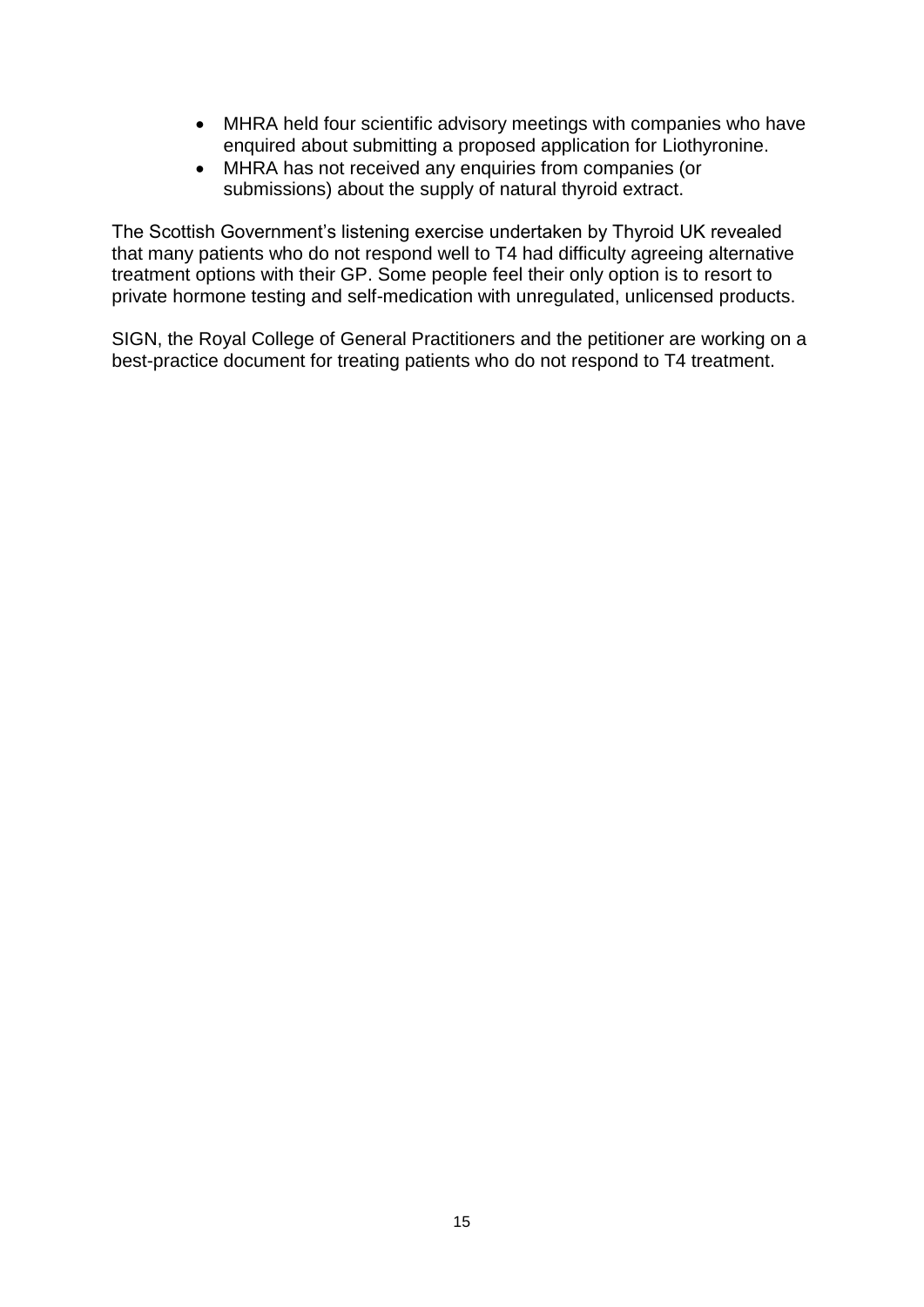- MHRA held four scientific advisory meetings with companies who have enquired about submitting a proposed application for Liothyronine.
- MHRA has not received any enquiries from companies (or submissions) about the supply of natural thyroid extract.

The Scottish Government's listening exercise undertaken by Thyroid UK revealed that many patients who do not respond well to T4 had difficulty agreeing alternative treatment options with their GP. Some people feel their only option is to resort to private hormone testing and self-medication with unregulated, unlicensed products.

SIGN, the Royal College of General Practitioners and the petitioner are working on a best-practice document for treating patients who do not respond to T4 treatment.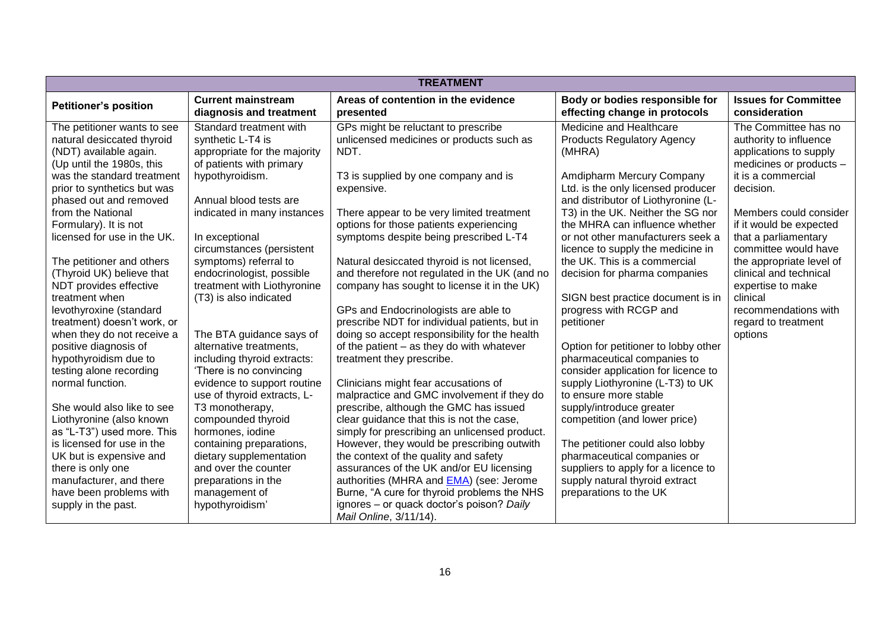| TREATMENT | | | | |
|---|---|---|---|---|
| **Petitioner's position** | **Current mainstream diagnosis and treatment** | **Areas of contention in the evidence presented** | **Body or bodies responsible for effecting change in protocols** | **Issues for Committee consideration** |
| The petitioner wants to see natural desiccated thyroid (NDT) available again. (Up until the 1980s, this was the standard treatment prior to synthetics but was phased out and removed from the National Formulary). It is not licensed for use in the UK.<br><br>The petitioner and others (Thyroid UK) believe that NDT provides effective treatment when levothyroxine (standard treatment) doesn't work, or when they do not receive a positive diagnosis of hypothyroidism due to testing alone recording normal function.<br><br>She would also like to see Liothyronine (also known as "L-T3") used more. This is licensed for use in the UK but is expensive and there is only one manufacturer, and there have been problems with supply in the past. | Standard treatment with synthetic L-T4 is appropriate for the majority of patients with primary hypothyroidism.<br><br>Annual blood tests are indicated in many instances<br><br>In exceptional circumstances (persistent symptoms) referral to endocrinologist, possible treatment with Liothyronine (T3) is also indicated<br><br>The BTA guidance says of alternative treatments, including thyroid extracts: 'There is no convincing evidence to support routine use of thyroid extracts, L-T3 monotherapy, compounded thyroid hormones, iodine containing preparations, dietary supplementation and over the counter preparations in the management of hypothyroidism' | GPs might be reluctant to prescribe unlicensed medicines or products such as NDT.<br><br>T3 is supplied by one company and is expensive.<br><br>There appear to be very limited treatment options for those patients experiencing symptoms despite being prescribed L-T4<br><br>Natural desiccated thyroid is not licensed, and therefore not regulated in the UK (and no company has sought to license it in the UK)<br><br>GPs and Endocrinologists are able to prescribe NDT for individual patients, but in doing so accept responsibility for the health of the patient – as they do with whatever treatment they prescribe.<br><br>Clinicians might fear accusations of malpractice and GMC involvement if they do prescribe, although the GMC has issued clear guidance that this is not the case, simply for prescribing an unlicensed product. However, they would be prescribing outwith the context of the quality and safety assurances of the UK and/or EU licensing authorities (MHRA and EMA) (see: Jerome Burne, "A cure for thyroid problems the NHS ignores – or quack doctor's poison? *Daily Mail Online*, 3/11/14). | Medicine and Healthcare Products Regulatory Agency (MHRA)<br><br>Amdipharm Mercury Company Ltd. is the only licensed producer and distributor of Liothyronine (L-T3) in the UK. Neither the SG nor the MHRA can influence whether or not other manufacturers seek a licence to supply the medicine in the UK. This is a commercial decision for pharma companies<br><br>SIGN best practice document is in progress with RCGP and petitioner<br><br>Option for petitioner to lobby other pharmaceutical companies to consider application for licence to supply Liothyronine (L-T3) to UK to ensure more stable supply/introduce greater competition (and lower price)<br><br>The petitioner could also lobby pharmaceutical companies or suppliers to apply for a licence to supply natural thyroid extract preparations to the UK | The Committee has no authority to influence applications to supply medicines or products – it is a commercial decision.<br><br>Members could consider if it would be expected that a parliamentary committee would have the appropriate level of clinical and technical expertise to make clinical recommendations with regard to treatment options |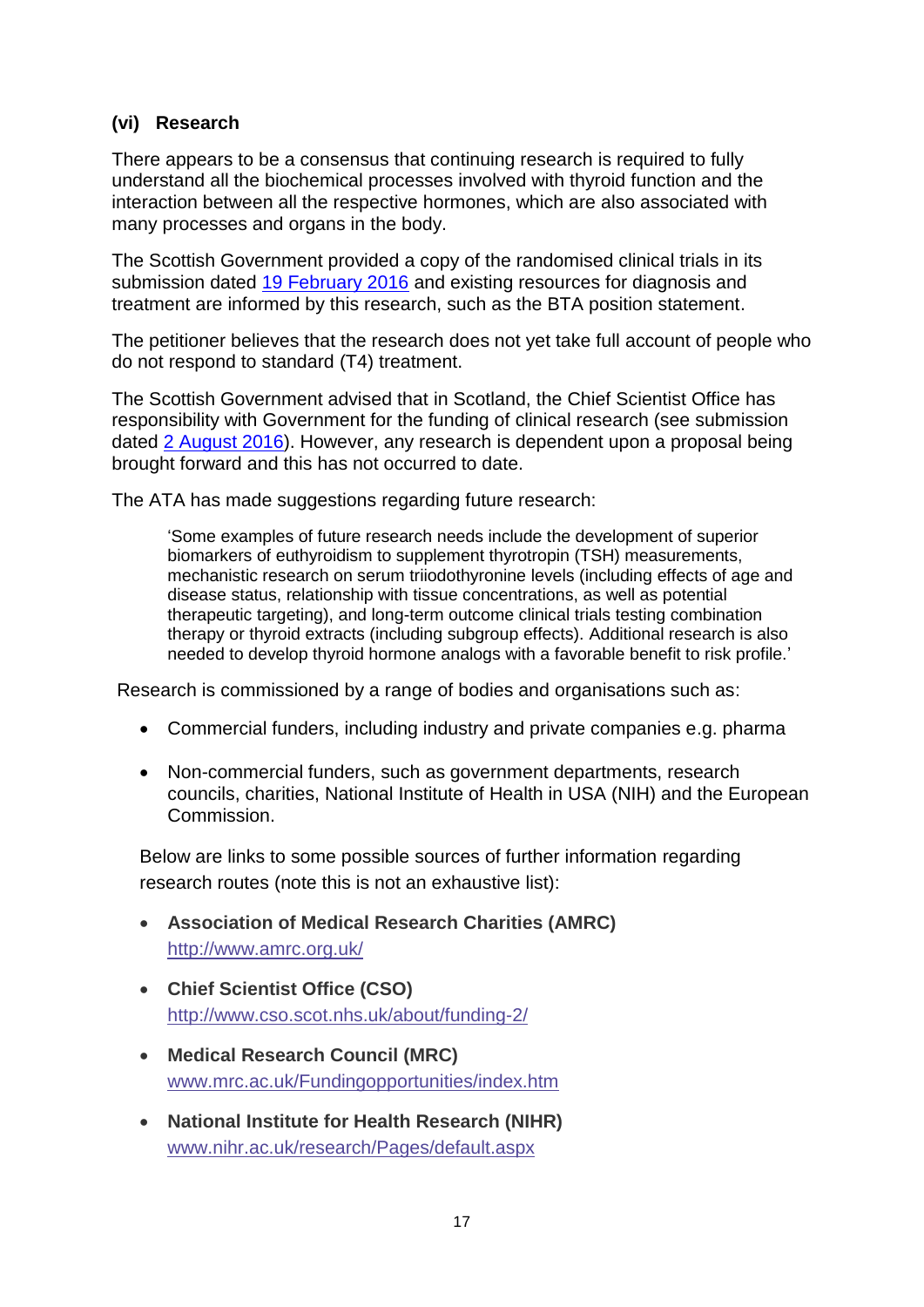### (vi) Research

There appears to be a consensus that continuing research is required to fully understand all the biochemical processes involved with thyroid function and the interaction between all the respective hormones, which are also associated with many processes and organs in the body.

The Scottish Government provided a copy of the randomised clinical trials in its submission dated [19 February 2016](#) and existing resources for diagnosis and treatment are informed by this research, such as the BTA position statement.

The petitioner believes that the research does not yet take full account of people who do not respond to standard (T4) treatment.

The Scottish Government advised that in Scotland, the Chief Scientist Office has responsibility with Government for the funding of clinical research (see submission dated [2 August 2016](#)). However, any research is dependent upon a proposal being brought forward and this has not occurred to date.

The ATA has made suggestions regarding future research:

> 'Some examples of future research needs include the development of superior biomarkers of euthyroidism to supplement thyrotropin (TSH) measurements, mechanistic research on serum triiodothyronine levels (including effects of age and disease status, relationship with tissue concentrations, as well as potential therapeutic targeting), and long-term outcome clinical trials testing combination therapy or thyroid extracts (including subgroup effects). Additional research is also needed to develop thyroid hormone analogs with a favorable benefit to risk profile.'

Research is commissioned by a range of bodies and organisations such as:

- Commercial funders, including industry and private companies e.g. pharma
- Non-commercial funders, such as government departments, research councils, charities, National Institute of Health in USA (NIH) and the European Commission.

Below are links to some possible sources of further information regarding research routes (note this is not an exhaustive list):

- **Association of Medical Research Charities (AMRC)**
  http://www.amrc.org.uk/
- **Chief Scientist Office (CSO)**
  http://www.cso.scot.nhs.uk/about/funding-2/
- **Medical Research Council (MRC)**
  www.mrc.ac.uk/Fundingopportunities/index.htm
- **National Institute for Health Research (NIHR)**
  www.nihr.ac.uk/research/Pages/default.aspx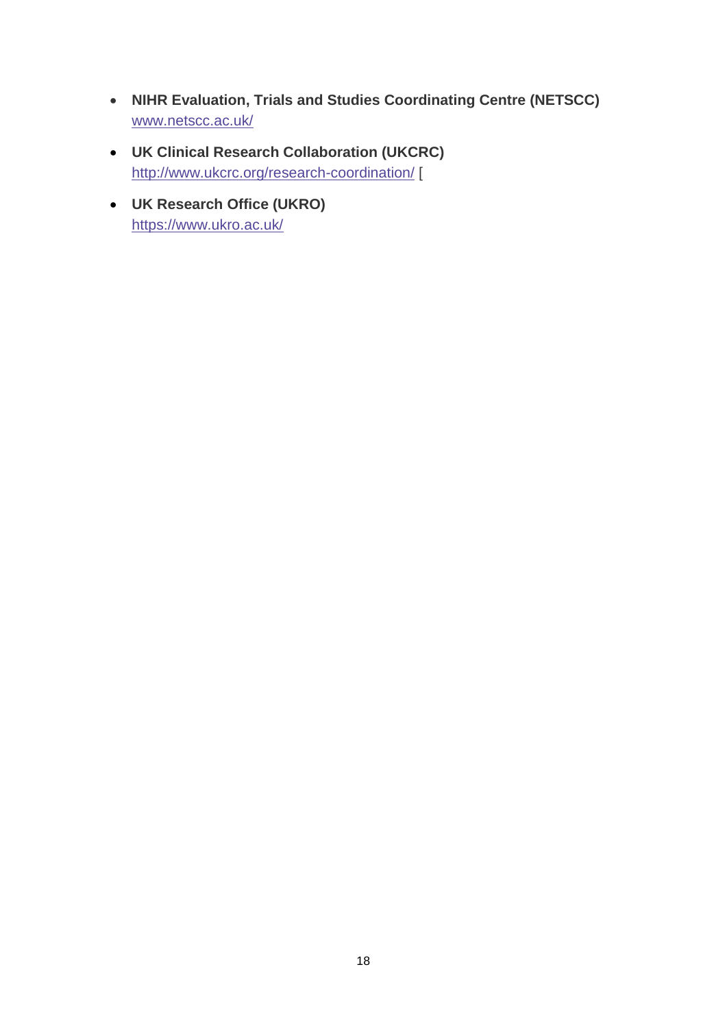- **NIHR Evaluation, Trials and Studies Coordinating Centre (NETSCC)**
  [www.netscc.ac.uk/](www.netscc.ac.uk/)
- **UK Clinical Research Collaboration (UKCRC)**
  [http://www.ukcrc.org/research-coordination/](http://www.ukcrc.org/research-coordination/) [
- **UK Research Office (UKRO)**
  [https://www.ukro.ac.uk/](https://www.ukro.ac.uk/)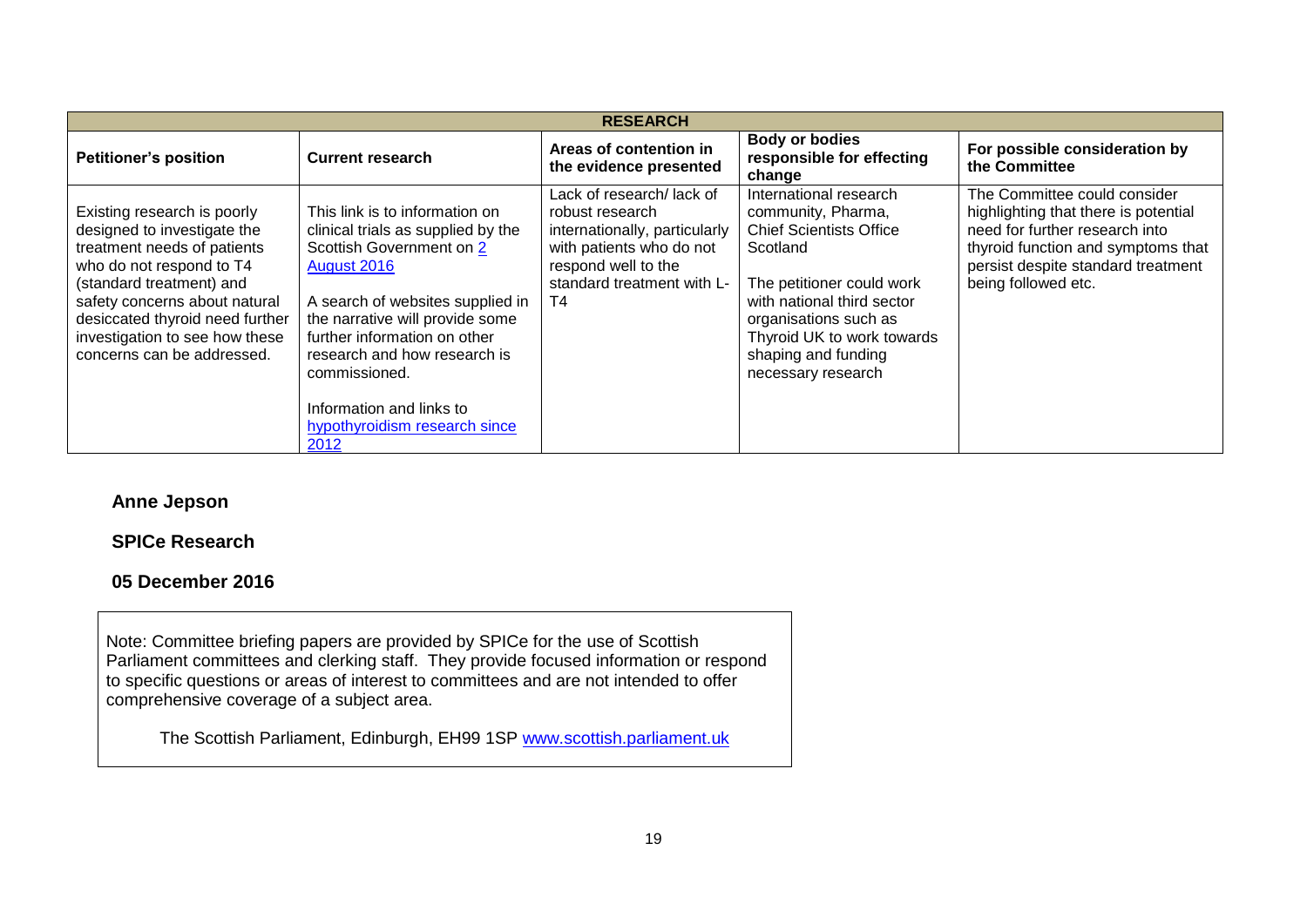| RESEARCH | | | | |
|---|---|---|---|---|
| **Petitioner's position** | **Current research** | **Areas of contention in the evidence presented** | **Body or bodies responsible for effecting change** | **For possible consideration by the Committee** |
| Existing research is poorly designed to investigate the treatment needs of patients who do not respond to T4 (standard treatment) and safety concerns about natural desiccated thyroid need further investigation to see how these concerns can be addressed. | This link is to information on clinical trials as supplied by the Scottish Government on 2 August 2016<br><br>A search of websites supplied in the narrative will provide some further information on other research and how research is commissioned.<br><br>Information and links to hypothyroidism research since 2012 | Lack of research/ lack of robust research internationally, particularly with patients who do not respond well to the standard treatment with L-T4 | International research community, Pharma, Chief Scientists Office Scotland<br><br>The petitioner could work with national third sector organisations such as Thyroid UK to work towards shaping and funding necessary research | The Committee could consider highlighting that there is potential need for further research into thyroid function and symptoms that persist despite standard treatment being followed etc. |

**Anne Jepson**

**SPICe Research**

**05 December 2016**

Note: Committee briefing papers are provided by SPICe for the use of Scottish Parliament committees and clerking staff. They provide focused information or respond to specific questions or areas of interest to committees and are not intended to offer comprehensive coverage of a subject area.

The Scottish Parliament, Edinburgh, EH99 1SP www.scottish.parliament.uk